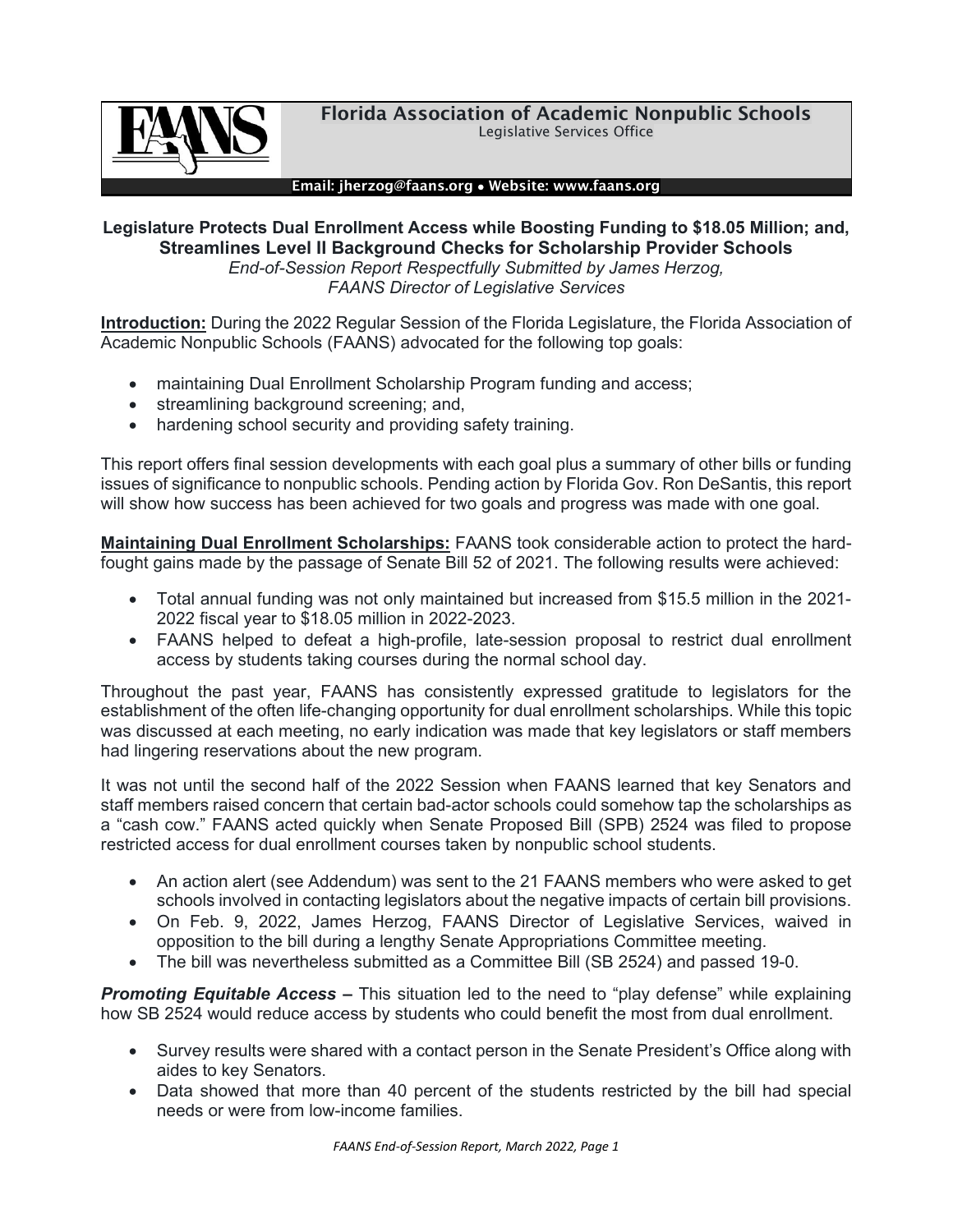# Florida Association of Academic Nonpublic Schools

Legislative Services Office

**Email: jherzog@faans.org • Website: www.faans.org**

## Legislature Protects Dual Enrollment Access while Boosting Funding to $18.05 Million; and, Streamlines Level II Background Checks for Scholarship Provider Schools

*End-of-Session Report Respectfully Submitted by James Herzog, FAANS Director of Legislative Services*

**Introduction:** During the 2022 Regular Session of the Florida Legislature, the Florida Association of Academic Nonpublic Schools (FAANS) advocated for the following top goals:

- maintaining Dual Enrollment Scholarship Program funding and access;
- streamlining background screening; and,
- hardening school security and providing safety training.

This report offers final session developments with each goal plus a summary of other bills or funding issues of significance to nonpublic schools. Pending action by Florida Gov. Ron DeSantis, this report will show how success has been achieved for two goals and progress was made with one goal.

**Maintaining Dual Enrollment Scholarships:** FAANS took considerable action to protect the hard-fought gains made by the passage of Senate Bill 52 of 2021. The following results were achieved:

- Total annual funding was not only maintained but increased from $15.5 million in the 2021-2022 fiscal year to $18.05 million in 2022-2023.
- FAANS helped to defeat a high-profile, late-session proposal to restrict dual enrollment access by students taking courses during the normal school day.

Throughout the past year, FAANS has consistently expressed gratitude to legislators for the establishment of the often life-changing opportunity for dual enrollment scholarships. While this topic was discussed at each meeting, no early indication was made that key legislators or staff members had lingering reservations about the new program.

It was not until the second half of the 2022 Session when FAANS learned that key Senators and staff members raised concern that certain bad-actor schools could somehow tap the scholarships as a "cash cow." FAANS acted quickly when Senate Proposed Bill (SPB) 2524 was filed to propose restricted access for dual enrollment courses taken by nonpublic school students.

- An action alert (see Addendum) was sent to the 21 FAANS members who were asked to get schools involved in contacting legislators about the negative impacts of certain bill provisions.
- On Feb. 9, 2022, James Herzog, FAANS Director of Legislative Services, waived in opposition to the bill during a lengthy Senate Appropriations Committee meeting.
- The bill was nevertheless submitted as a Committee Bill (SB 2524) and passed 19-0.

***Promoting Equitable Access –*** This situation led to the need to "play defense" while explaining how SB 2524 would reduce access by students who could benefit the most from dual enrollment.

- Survey results were shared with a contact person in the Senate President's Office along with aides to key Senators.
- Data showed that more than 40 percent of the students restricted by the bill had special needs or were from low-income families.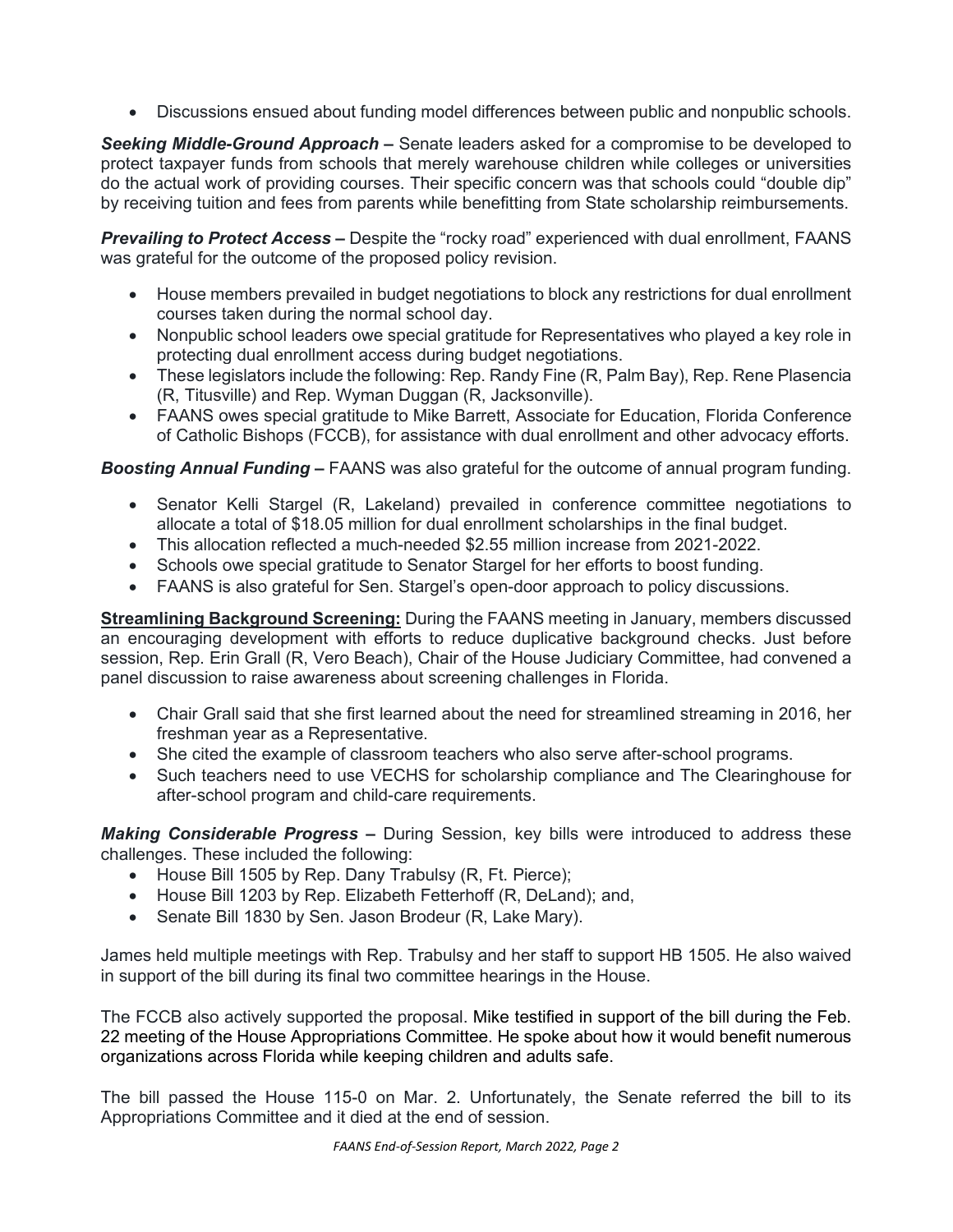- Discussions ensued about funding model differences between public and nonpublic schools.

***Seeking Middle-Ground Approach –*** Senate leaders asked for a compromise to be developed to protect taxpayer funds from schools that merely warehouse children while colleges or universities do the actual work of providing courses. Their specific concern was that schools could "double dip" by receiving tuition and fees from parents while benefitting from State scholarship reimbursements.

***Prevailing to Protect Access –*** Despite the "rocky road" experienced with dual enrollment, FAANS was grateful for the outcome of the proposed policy revision.

- House members prevailed in budget negotiations to block any restrictions for dual enrollment courses taken during the normal school day.
- Nonpublic school leaders owe special gratitude for Representatives who played a key role in protecting dual enrollment access during budget negotiations.
- These legislators include the following: Rep. Randy Fine (R, Palm Bay), Rep. Rene Plasencia (R, Titusville) and Rep. Wyman Duggan (R, Jacksonville).
- FAANS owes special gratitude to Mike Barrett, Associate for Education, Florida Conference of Catholic Bishops (FCCB), for assistance with dual enrollment and other advocacy efforts.

***Boosting Annual Funding –*** FAANS was also grateful for the outcome of annual program funding.

- Senator Kelli Stargel (R, Lakeland) prevailed in conference committee negotiations to allocate a total of $18.05 million for dual enrollment scholarships in the final budget.
- This allocation reflected a much-needed $2.55 million increase from 2021-2022.
- Schools owe special gratitude to Senator Stargel for her efforts to boost funding.
- FAANS is also grateful for Sen. Stargel's open-door approach to policy discussions.

**<u>Streamlining Background Screening:</u>** During the FAANS meeting in January, members discussed an encouraging development with efforts to reduce duplicative background checks. Just before session, Rep. Erin Grall (R, Vero Beach), Chair of the House Judiciary Committee, had convened a panel discussion to raise awareness about screening challenges in Florida.

- Chair Grall said that she first learned about the need for streamlined streaming in 2016, her freshman year as a Representative.
- She cited the example of classroom teachers who also serve after-school programs.
- Such teachers need to use VECHS for scholarship compliance and The Clearinghouse for after-school program and child-care requirements.

***Making Considerable Progress –*** During Session, key bills were introduced to address these challenges. These included the following:

- House Bill 1505 by Rep. Dany Trabulsy (R, Ft. Pierce);
- House Bill 1203 by Rep. Elizabeth Fetterhoff (R, DeLand); and,
- Senate Bill 1830 by Sen. Jason Brodeur (R, Lake Mary).

James held multiple meetings with Rep. Trabulsy and her staff to support HB 1505. He also waived in support of the bill during its final two committee hearings in the House.

The FCCB also actively supported the proposal. Mike testified in support of the bill during the Feb. 22 meeting of the House Appropriations Committee. He spoke about how it would benefit numerous organizations across Florida while keeping children and adults safe.

The bill passed the House 115-0 on Mar. 2. Unfortunately, the Senate referred the bill to its Appropriations Committee and it died at the end of session.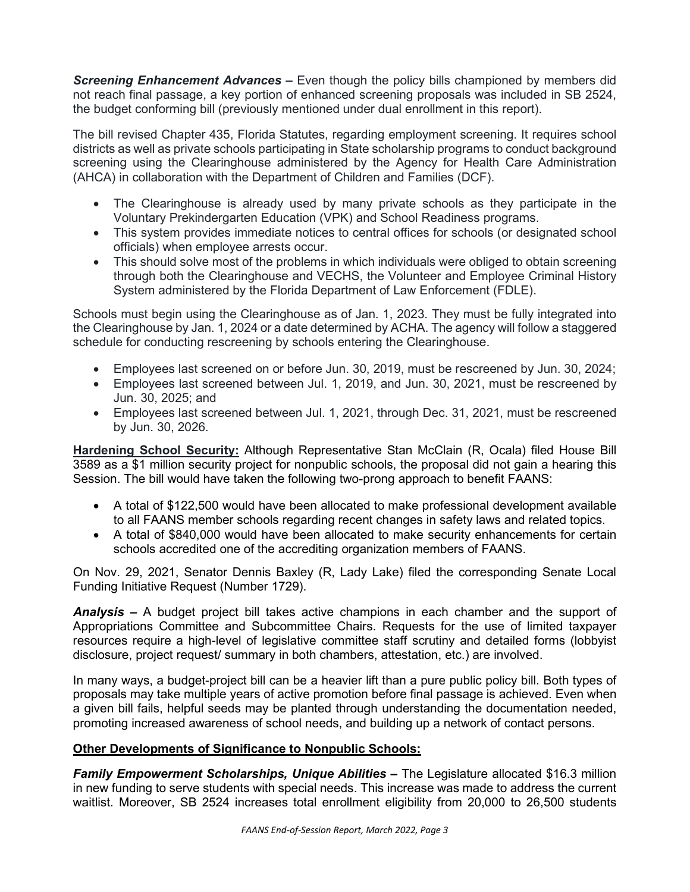***Screening Enhancement Advances –*** Even though the policy bills championed by members did not reach final passage, a key portion of enhanced screening proposals was included in SB 2524, the budget conforming bill (previously mentioned under dual enrollment in this report).

The bill revised Chapter 435, Florida Statutes, regarding employment screening. It requires school districts as well as private schools participating in State scholarship programs to conduct background screening using the Clearinghouse administered by the Agency for Health Care Administration (AHCA) in collaboration with the Department of Children and Families (DCF).

- The Clearinghouse is already used by many private schools as they participate in the Voluntary Prekindergarten Education (VPK) and School Readiness programs.
- This system provides immediate notices to central offices for schools (or designated school officials) when employee arrests occur.
- This should solve most of the problems in which individuals were obliged to obtain screening through both the Clearinghouse and VECHS, the Volunteer and Employee Criminal History System administered by the Florida Department of Law Enforcement (FDLE).

Schools must begin using the Clearinghouse as of Jan. 1, 2023. They must be fully integrated into the Clearinghouse by Jan. 1, 2024 or a date determined by ACHA. The agency will follow a staggered schedule for conducting rescreening by schools entering the Clearinghouse.

- Employees last screened on or before Jun. 30, 2019, must be rescreened by Jun. 30, 2024;
- Employees last screened between Jul. 1, 2019, and Jun. 30, 2021, must be rescreened by Jun. 30, 2025; and
- Employees last screened between Jul. 1, 2021, through Dec. 31, 2021, must be rescreened by Jun. 30, 2026.

**Hardening School Security:** Although Representative Stan McClain (R, Ocala) filed House Bill 3589 as a $1 million security project for nonpublic schools, the proposal did not gain a hearing this Session. The bill would have taken the following two-prong approach to benefit FAANS:

- A total of $122,500 would have been allocated to make professional development available to all FAANS member schools regarding recent changes in safety laws and related topics.
- A total of $840,000 would have been allocated to make security enhancements for certain schools accredited one of the accrediting organization members of FAANS.

On Nov. 29, 2021, Senator Dennis Baxley (R, Lady Lake) filed the corresponding Senate Local Funding Initiative Request (Number 1729).

***Analysis –*** A budget project bill takes active champions in each chamber and the support of Appropriations Committee and Subcommittee Chairs. Requests for the use of limited taxpayer resources require a high-level of legislative committee staff scrutiny and detailed forms (lobbyist disclosure, project request/ summary in both chambers, attestation, etc.) are involved.

In many ways, a budget-project bill can be a heavier lift than a pure public policy bill. Both types of proposals may take multiple years of active promotion before final passage is achieved. Even when a given bill fails, helpful seeds may be planted through understanding the documentation needed, promoting increased awareness of school needs, and building up a network of contact persons.

**Other Developments of Significance to Nonpublic Schools:**

***Family Empowerment Scholarships, Unique Abilities –*** The Legislature allocated $16.3 million in new funding to serve students with special needs. This increase was made to address the current waitlist. Moreover, SB 2524 increases total enrollment eligibility from 20,000 to 26,500 students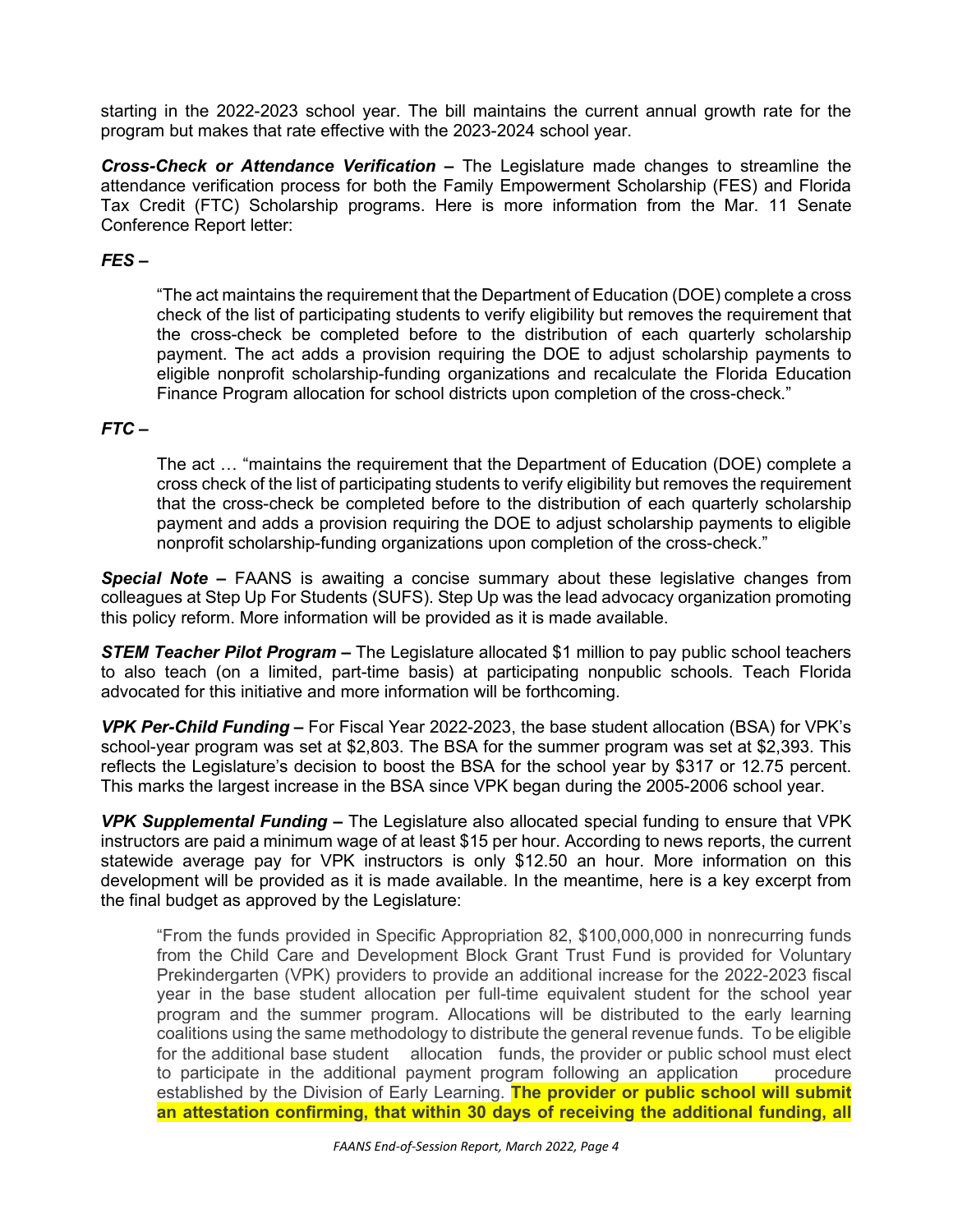starting in the 2022-2023 school year. The bill maintains the current annual growth rate for the program but makes that rate effective with the 2023-2024 school year.

***Cross-Check or Attendance Verification –*** The Legislature made changes to streamline the attendance verification process for both the Family Empowerment Scholarship (FES) and Florida Tax Credit (FTC) Scholarship programs. Here is more information from the Mar. 11 Senate Conference Report letter:

***FES –***

> "The act maintains the requirement that the Department of Education (DOE) complete a cross check of the list of participating students to verify eligibility but removes the requirement that the cross-check be completed before to the distribution of each quarterly scholarship payment. The act adds a provision requiring the DOE to adjust scholarship payments to eligible nonprofit scholarship-funding organizations and recalculate the Florida Education Finance Program allocation for school districts upon completion of the cross-check."

***FTC –***

> The act … "maintains the requirement that the Department of Education (DOE) complete a cross check of the list of participating students to verify eligibility but removes the requirement that the cross-check be completed before to the distribution of each quarterly scholarship payment and adds a provision requiring the DOE to adjust scholarship payments to eligible nonprofit scholarship-funding organizations upon completion of the cross-check."

***Special Note –*** FAANS is awaiting a concise summary about these legislative changes from colleagues at Step Up For Students (SUFS). Step Up was the lead advocacy organization promoting this policy reform. More information will be provided as it is made available.

***STEM Teacher Pilot Program –*** The Legislature allocated $1 million to pay public school teachers to also teach (on a limited, part-time basis) at participating nonpublic schools. Teach Florida advocated for this initiative and more information will be forthcoming.

***VPK Per-Child Funding –*** For Fiscal Year 2022-2023, the base student allocation (BSA) for VPK's school-year program was set at $2,803. The BSA for the summer program was set at $2,393. This reflects the Legislature's decision to boost the BSA for the school year by $317 or 12.75 percent. This marks the largest increase in the BSA since VPK began during the 2005-2006 school year.

***VPK Supplemental Funding –*** The Legislature also allocated special funding to ensure that VPK instructors are paid a minimum wage of at least $15 per hour. According to news reports, the current statewide average pay for VPK instructors is only $12.50 an hour. More information on this development will be provided as it is made available. In the meantime, here is a key excerpt from the final budget as approved by the Legislature:

> "From the funds provided in Specific Appropriation 82, $100,000,000 in nonrecurring funds from the Child Care and Development Block Grant Trust Fund is provided for Voluntary Prekindergarten (VPK) providers to provide an additional increase for the 2022-2023 fiscal year in the base student allocation per full-time equivalent student for the school year program and the summer program. Allocations will be distributed to the early learning coalitions using the same methodology to distribute the general revenue funds. To be eligible for the additional base student allocation funds, the provider or public school must elect to participate in the additional payment program following an application procedure established by the Division of Early Learning. **The provider or public school will submit an attestation confirming, that within 30 days of receiving the additional funding, all**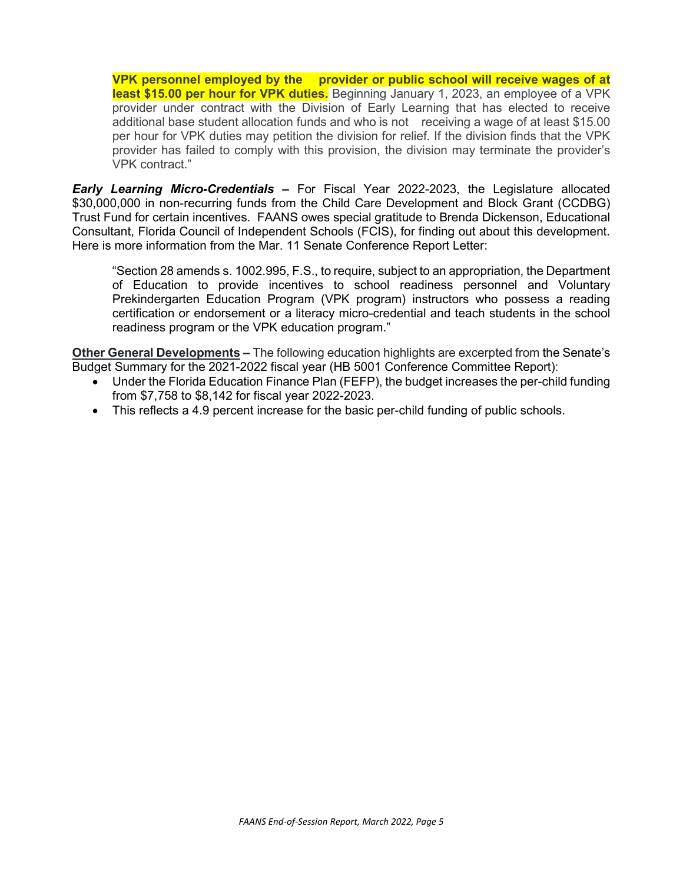VPK personnel employed by the provider or public school will receive wages of at least $15.00 per hour for VPK duties.** Beginning January 1, 2023, an employee of a VPK provider under contract with the Division of Early Learning that has elected to receive additional base student allocation funds and who is not receiving a wage of at least $15.00 per hour for VPK duties may petition the division for relief. If the division finds that the VPK provider has failed to comply with this provision, the division may terminate the provider's VPK contract."

***Early Learning Micro-Credentials*** **–** For Fiscal Year 2022-2023, the Legislature allocated $30,000,000 in non-recurring funds from the Child Care Development and Block Grant (CCDBG) Trust Fund for certain incentives. FAANS owes special gratitude to Brenda Dickenson, Educational Consultant, Florida Council of Independent Schools (FCIS), for finding out about this development. Here is more information from the Mar. 11 Senate Conference Report Letter:

> "Section 28 amends s. 1002.995, F.S., to require, subject to an appropriation, the Department of Education to provide incentives to school readiness personnel and Voluntary Prekindergarten Education Program (VPK program) instructors who possess a reading certification or endorsement or a literacy micro-credential and teach students in the school readiness program or the VPK education program."

**Other General Developments –** The following education highlights are excerpted from the Senate's Budget Summary for the 2021-2022 fiscal year (HB 5001 Conference Committee Report):

- Under the Florida Education Finance Plan (FEFP), the budget increases the per-child funding from $7,758 to $8,142 for fiscal year 2022-2023.
- This reflects a 4.9 percent increase for the basic per-child funding of public schools.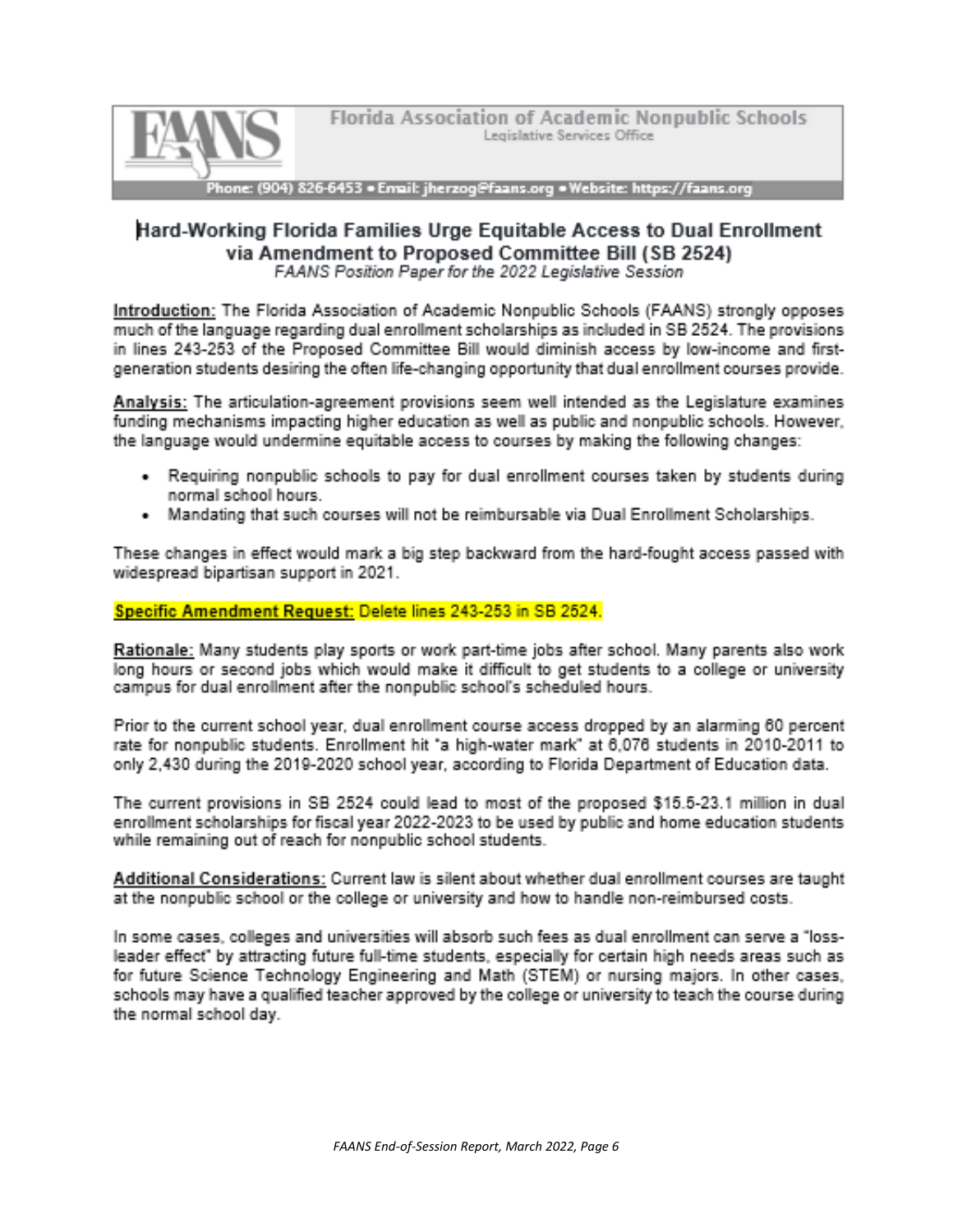Florida Association of Academic Nonpublic Schools
Legislative Services Office

Phone: (904) 826-6453 • Email: jherzog@faans.org • Website: https://faans.org

## Hard-Working Florida Families Urge Equitable Access to Dual Enrollment via Amendment to Proposed Committee Bill (SB 2524)

*FAANS Position Paper for the 2022 Legislative Session*

**Introduction:** The Florida Association of Academic Nonpublic Schools (FAANS) strongly opposes much of the language regarding dual enrollment scholarships as included in SB 2524. The provisions in lines 243-253 of the Proposed Committee Bill would diminish access by low-income and first-generation students desiring the often life-changing opportunity that dual enrollment courses provide.

**Analysis:** The articulation-agreement provisions seem well intended as the Legislature examines funding mechanisms impacting higher education as well as public and nonpublic schools. However, the language would undermine equitable access to courses by making the following changes:

- Requiring nonpublic schools to pay for dual enrollment courses taken by students during normal school hours.
- Mandating that such courses will not be reimbursable via Dual Enrollment Scholarships.

These changes in effect would mark a big step backward from the hard-fought access passed with widespread bipartisan support in 2021.

**Specific Amendment Request:** Delete lines 243-253 in SB 2524.

**Rationale:** Many students play sports or work part-time jobs after school. Many parents also work long hours or second jobs which would make it difficult to get students to a college or university campus for dual enrollment after the nonpublic school's scheduled hours.

Prior to the current school year, dual enrollment course access dropped by an alarming 60 percent rate for nonpublic students. Enrollment hit "a high-water mark" at 6,076 students in 2010-2011 to only 2,430 during the 2019-2020 school year, according to Florida Department of Education data.

The current provisions in SB 2524 could lead to most of the proposed $15.5-23.1 million in dual enrollment scholarships for fiscal year 2022-2023 to be used by public and home education students while remaining out of reach for nonpublic school students.

**Additional Considerations:** Current law is silent about whether dual enrollment courses are taught at the nonpublic school or the college or university and how to handle non-reimbursed costs.

In some cases, colleges and universities will absorb such fees as dual enrollment can serve a "loss-leader effect" by attracting future full-time students, especially for certain high needs areas such as for future Science Technology Engineering and Math (STEM) or nursing majors. In other cases, schools may have a qualified teacher approved by the college or university to teach the course during the normal school day.